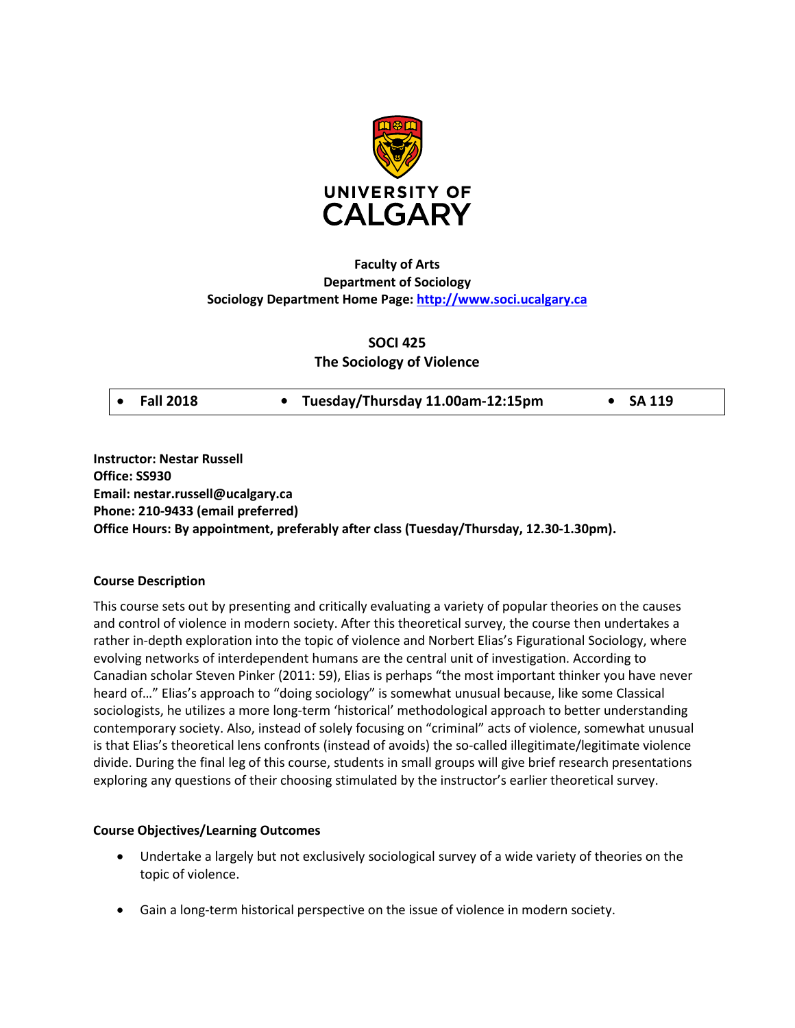UNIVERSITY OF CALGARY

**Faculty of Arts**
**Department of Sociology**
**Sociology Department Home Page: http://www.soci.ucalgary.ca**

# SOCI 425
## The Sociology of Violence

| • Fall 2018 | • Tuesday/Thursday 11.00am-12:15pm | • SA 119 |
|---|---|---|

**Instructor: Nestar Russell**
**Office: SS930**
**Email: nestar.russell@ucalgary.ca**
**Phone: 210-9433 (email preferred)**
**Office Hours: By appointment, preferably after class (Tuesday/Thursday, 12.30-1.30pm).**

### Course Description

This course sets out by presenting and critically evaluating a variety of popular theories on the causes and control of violence in modern society. After this theoretical survey, the course then undertakes a rather in-depth exploration into the topic of violence and Norbert Elias's Figurational Sociology, where evolving networks of interdependent humans are the central unit of investigation. According to Canadian scholar Steven Pinker (2011: 59), Elias is perhaps "the most important thinker you have never heard of..." Elias's approach to "doing sociology" is somewhat unusual because, like some Classical sociologists, he utilizes a more long-term 'historical' methodological approach to better understanding contemporary society. Also, instead of solely focusing on "criminal" acts of violence, somewhat unusual is that Elias's theoretical lens confronts (instead of avoids) the so-called illegitimate/legitimate violence divide. During the final leg of this course, students in small groups will give brief research presentations exploring any questions of their choosing stimulated by the instructor's earlier theoretical survey.

### Course Objectives/Learning Outcomes

- Undertake a largely but not exclusively sociological survey of a wide variety of theories on the topic of violence.
- Gain a long-term historical perspective on the issue of violence in modern society.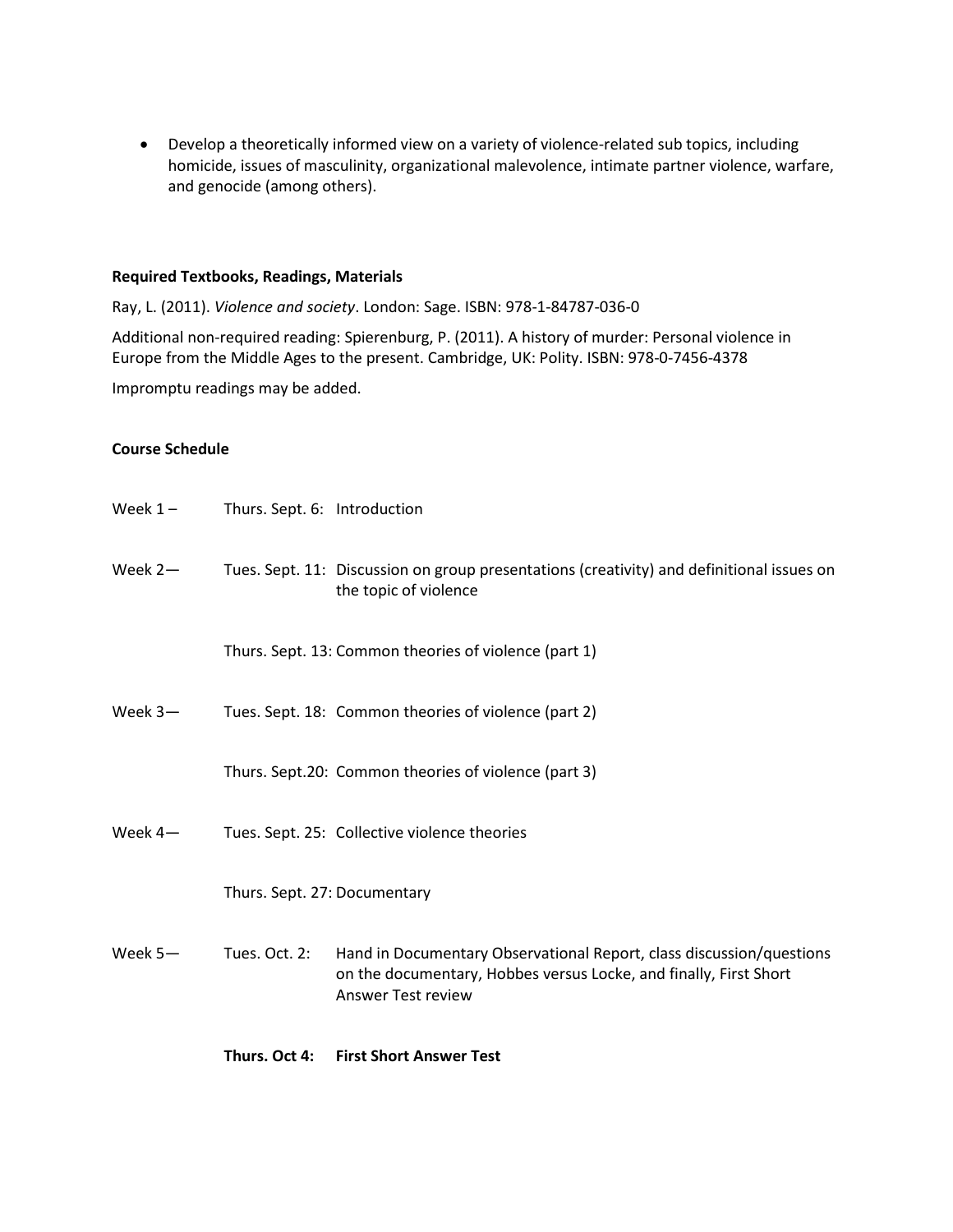- Develop a theoretically informed view on a variety of violence-related sub topics, including homicide, issues of masculinity, organizational malevolence, intimate partner violence, warfare, and genocide (among others).

**Required Textbooks, Readings, Materials**

Ray, L. (2011). *Violence and society*. London: Sage. ISBN: 978-1-84787-036-0

Additional non-required reading: Spierenburg, P. (2011). A history of murder: Personal violence in Europe from the Middle Ages to the present. Cambridge, UK: Polity. ISBN: 978-0-7456-4378

Impromptu readings may be added.

**Course Schedule**

| Week | Date | Topic |
|---|---|---|
| Week 1 – | Thurs. Sept. 6: | Introduction |
| Week 2— | Tues. Sept. 11: | Discussion on group presentations (creativity) and definitional issues on the topic of violence |
| | Thurs. Sept. 13: | Common theories of violence (part 1) |
| Week 3— | Tues. Sept. 18: | Common theories of violence (part 2) |
| | Thurs. Sept.20: | Common theories of violence (part 3) |
| Week 4— | Tues. Sept. 25: | Collective violence theories |
| | Thurs. Sept. 27: | Documentary |
| Week 5— | Tues. Oct. 2: | Hand in Documentary Observational Report, class discussion/questions on the documentary, Hobbes versus Locke, and finally, First Short Answer Test review |
| | **Thurs. Oct 4:** | **First Short Answer Test** |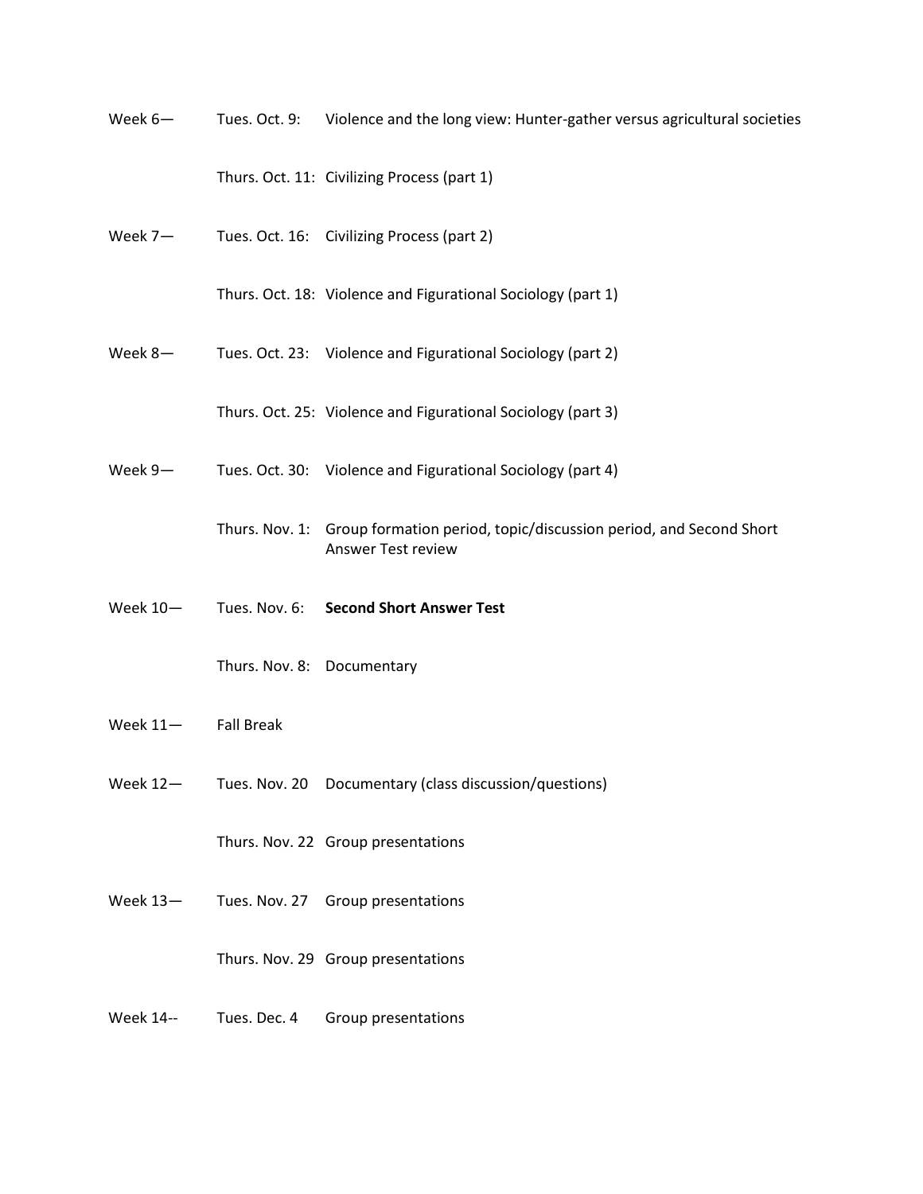| | | |
|---|---|---|
| Week 6— | Tues. Oct. 9: | Violence and the long view: Hunter-gather versus agricultural societies |
| | Thurs. Oct. 11: | Civilizing Process (part 1) |
| Week 7— | Tues. Oct. 16: | Civilizing Process (part 2) |
| | Thurs. Oct. 18: | Violence and Figurational Sociology (part 1) |
| Week 8— | Tues. Oct. 23: | Violence and Figurational Sociology (part 2) |
| | Thurs. Oct. 25: | Violence and Figurational Sociology (part 3) |
| Week 9— | Tues. Oct. 30: | Violence and Figurational Sociology (part 4) |
| | Thurs. Nov. 1: | Group formation period, topic/discussion period, and Second Short Answer Test review |
| Week 10— | Tues. Nov. 6: | **Second Short Answer Test** |
| | Thurs. Nov. 8: | Documentary |
| Week 11— | Fall Break | |
| Week 12— | Tues. Nov. 20 | Documentary (class discussion/questions) |
| | Thurs. Nov. 22 | Group presentations |
| Week 13— | Tues. Nov. 27 | Group presentations |
| | Thurs. Nov. 29 | Group presentations |
| Week 14-- | Tues. Dec. 4 | Group presentations |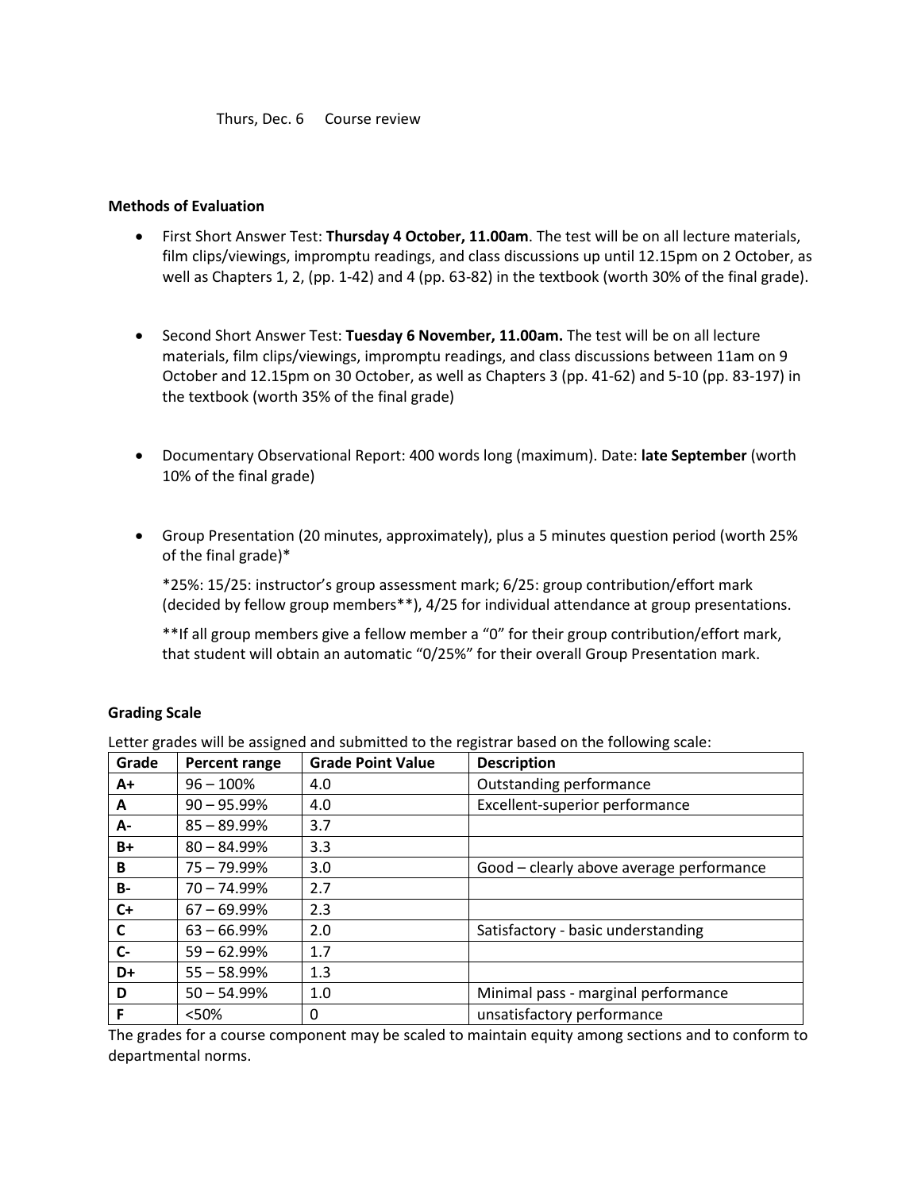Thurs, Dec. 6 Course review

**Methods of Evaluation**

- First Short Answer Test: **Thursday 4 October, 11.00am**. The test will be on all lecture materials, film clips/viewings, impromptu readings, and class discussions up until 12.15pm on 2 October, as well as Chapters 1, 2, (pp. 1-42) and 4 (pp. 63-82) in the textbook (worth 30% of the final grade).

- Second Short Answer Test: **Tuesday 6 November, 11.00am.** The test will be on all lecture materials, film clips/viewings, impromptu readings, and class discussions between 11am on 9 October and 12.15pm on 30 October, as well as Chapters 3 (pp. 41-62) and 5-10 (pp. 83-197) in the textbook (worth 35% of the final grade)

- Documentary Observational Report: 400 words long (maximum). Date: **late September** (worth 10% of the final grade)

- Group Presentation (20 minutes, approximately), plus a 5 minutes question period (worth 25% of the final grade)*

  *25%: 15/25: instructor's group assessment mark; 6/25: group contribution/effort mark (decided by fellow group members**), 4/25 for individual attendance at group presentations.

  **If all group members give a fellow member a "0" for their group contribution/effort mark, that student will obtain an automatic "0/25%" for their overall Group Presentation mark.

**Grading Scale**

Letter grades will be assigned and submitted to the registrar based on the following scale:

| Grade | Percent range | Grade Point Value | Description |
|---|---|---|---|
| A+ | 96 – 100% | 4.0 | Outstanding performance |
| A | 90 – 95.99% | 4.0 | Excellent-superior performance |
| A- | 85 – 89.99% | 3.7 | |
| B+ | 80 – 84.99% | 3.3 | |
| B | 75 – 79.99% | 3.0 | Good – clearly above average performance |
| B- | 70 – 74.99% | 2.7 | |
| C+ | 67 – 69.99% | 2.3 | |
| C | 63 – 66.99% | 2.0 | Satisfactory - basic understanding |
| C- | 59 – 62.99% | 1.7 | |
| D+ | 55 – 58.99% | 1.3 | |
| D | 50 – 54.99% | 1.0 | Minimal pass - marginal performance |
| F | <50% | 0 | unsatisfactory performance |

The grades for a course component may be scaled to maintain equity among sections and to conform to departmental norms.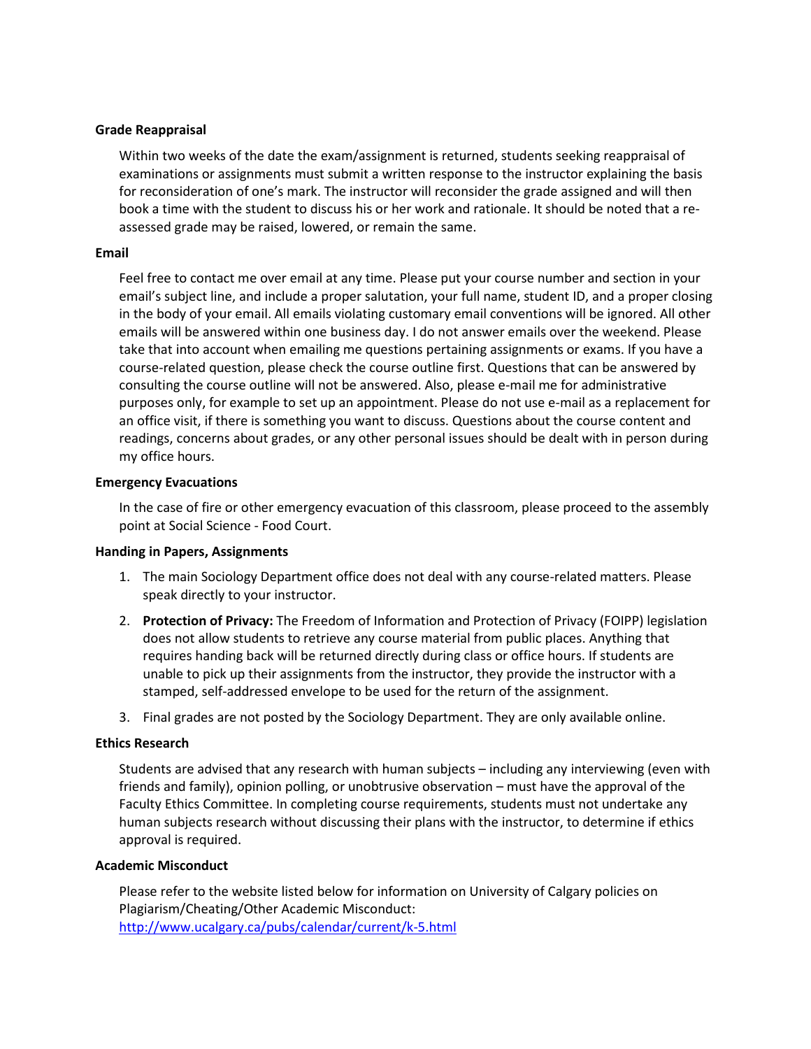**Grade Reappraisal**

Within two weeks of the date the exam/assignment is returned, students seeking reappraisal of examinations or assignments must submit a written response to the instructor explaining the basis for reconsideration of one's mark. The instructor will reconsider the grade assigned and will then book a time with the student to discuss his or her work and rationale. It should be noted that a re-assessed grade may be raised, lowered, or remain the same.

**Email**

Feel free to contact me over email at any time. Please put your course number and section in your email's subject line, and include a proper salutation, your full name, student ID, and a proper closing in the body of your email. All emails violating customary email conventions will be ignored. All other emails will be answered within one business day. I do not answer emails over the weekend. Please take that into account when emailing me questions pertaining assignments or exams. If you have a course-related question, please check the course outline first. Questions that can be answered by consulting the course outline will not be answered. Also, please e-mail me for administrative purposes only, for example to set up an appointment. Please do not use e-mail as a replacement for an office visit, if there is something you want to discuss. Questions about the course content and readings, concerns about grades, or any other personal issues should be dealt with in person during my office hours.

**Emergency Evacuations**

In the case of fire or other emergency evacuation of this classroom, please proceed to the assembly point at Social Science - Food Court.

**Handing in Papers, Assignments**

1. The main Sociology Department office does not deal with any course-related matters. Please speak directly to your instructor.
2. **Protection of Privacy:** The Freedom of Information and Protection of Privacy (FOIPP) legislation does not allow students to retrieve any course material from public places. Anything that requires handing back will be returned directly during class or office hours. If students are unable to pick up their assignments from the instructor, they provide the instructor with a stamped, self-addressed envelope to be used for the return of the assignment.
3. Final grades are not posted by the Sociology Department. They are only available online.

**Ethics Research**

Students are advised that any research with human subjects – including any interviewing (even with friends and family), opinion polling, or unobtrusive observation – must have the approval of the Faculty Ethics Committee. In completing course requirements, students must not undertake any human subjects research without discussing their plans with the instructor, to determine if ethics approval is required.

**Academic Misconduct**

Please refer to the website listed below for information on University of Calgary policies on Plagiarism/Cheating/Other Academic Misconduct:
http://www.ucalgary.ca/pubs/calendar/current/k-5.html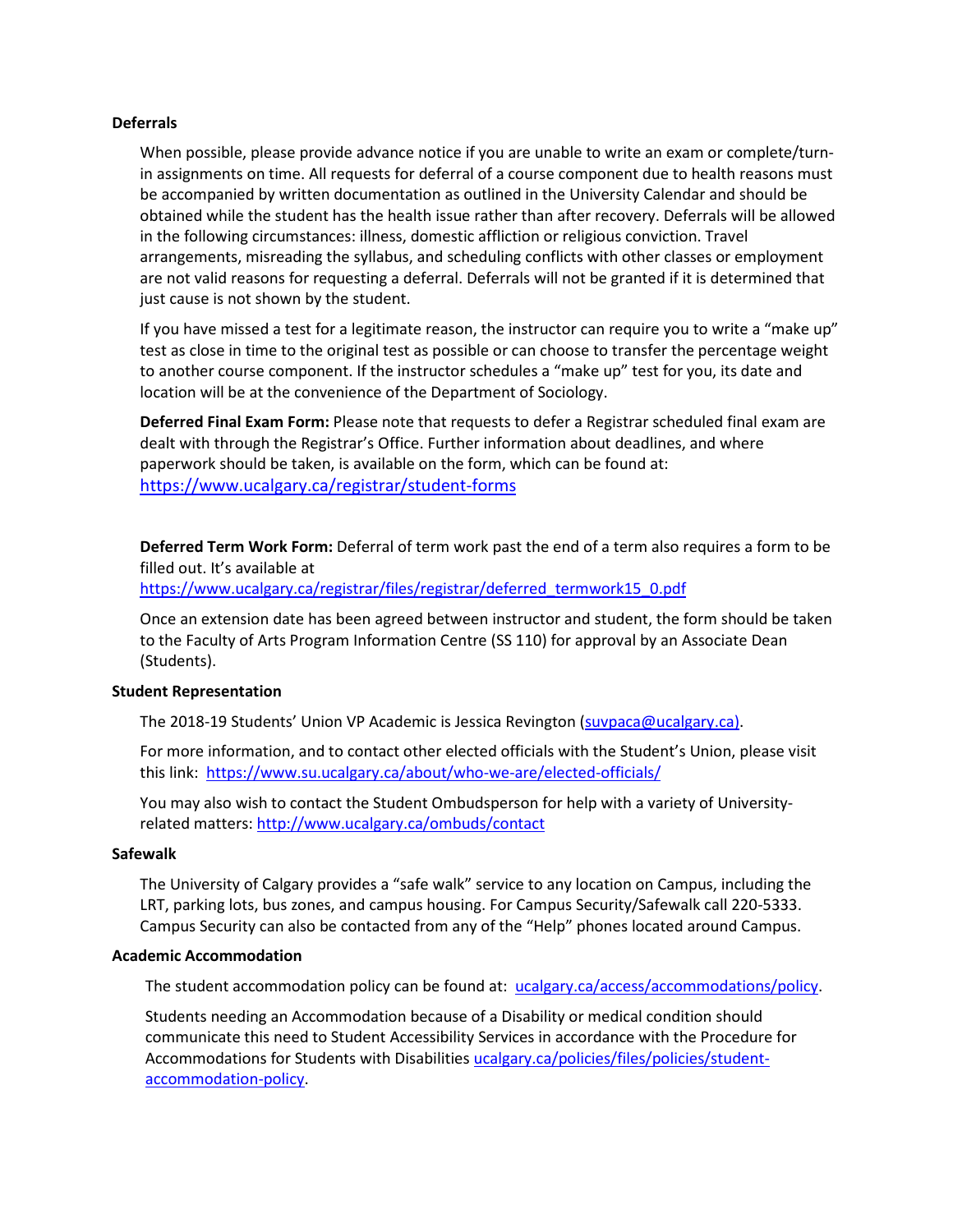### Deferrals

When possible, please provide advance notice if you are unable to write an exam or complete/turn-in assignments on time. All requests for deferral of a course component due to health reasons must be accompanied by written documentation as outlined in the University Calendar and should be obtained while the student has the health issue rather than after recovery. Deferrals will be allowed in the following circumstances: illness, domestic affliction or religious conviction. Travel arrangements, misreading the syllabus, and scheduling conflicts with other classes or employment are not valid reasons for requesting a deferral. Deferrals will not be granted if it is determined that just cause is not shown by the student.

If you have missed a test for a legitimate reason, the instructor can require you to write a "make up" test as close in time to the original test as possible or can choose to transfer the percentage weight to another course component. If the instructor schedules a "make up" test for you, its date and location will be at the convenience of the Department of Sociology.

**Deferred Final Exam Form:** Please note that requests to defer a Registrar scheduled final exam are dealt with through the Registrar's Office. Further information about deadlines, and where paperwork should be taken, is available on the form, which can be found at: https://www.ucalgary.ca/registrar/student-forms

**Deferred Term Work Form:** Deferral of term work past the end of a term also requires a form to be filled out. It's available at https://www.ucalgary.ca/registrar/files/registrar/deferred_termwork15_0.pdf

Once an extension date has been agreed between instructor and student, the form should be taken to the Faculty of Arts Program Information Centre (SS 110) for approval by an Associate Dean (Students).

### Student Representation

The 2018-19 Students' Union VP Academic is Jessica Revington (suvpaca@ucalgary.ca).

For more information, and to contact other elected officials with the Student's Union, please visit this link: https://www.su.ucalgary.ca/about/who-we-are/elected-officials/

You may also wish to contact the Student Ombudsperson for help with a variety of University-related matters: http://www.ucalgary.ca/ombuds/contact

### Safewalk

The University of Calgary provides a "safe walk" service to any location on Campus, including the LRT, parking lots, bus zones, and campus housing. For Campus Security/Safewalk call 220-5333. Campus Security can also be contacted from any of the "Help" phones located around Campus.

### Academic Accommodation

The student accommodation policy can be found at: ucalgary.ca/access/accommodations/policy.

Students needing an Accommodation because of a Disability or medical condition should communicate this need to Student Accessibility Services in accordance with the Procedure for Accommodations for Students with Disabilities ucalgary.ca/policies/files/policies/student-accommodation-policy.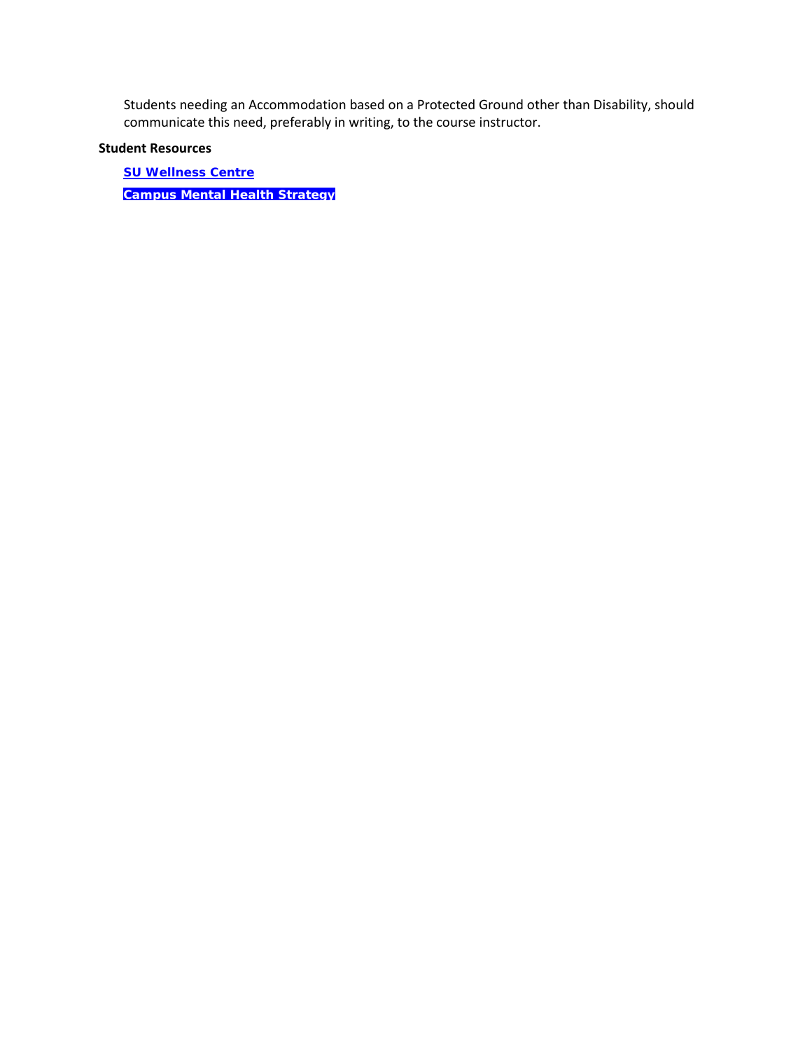Students needing an Accommodation based on a Protected Ground other than Disability, should communicate this need, preferably in writing, to the course instructor.

**Student Resources**

**SU Wellness Centre**

**Campus Mental Health Strategy**